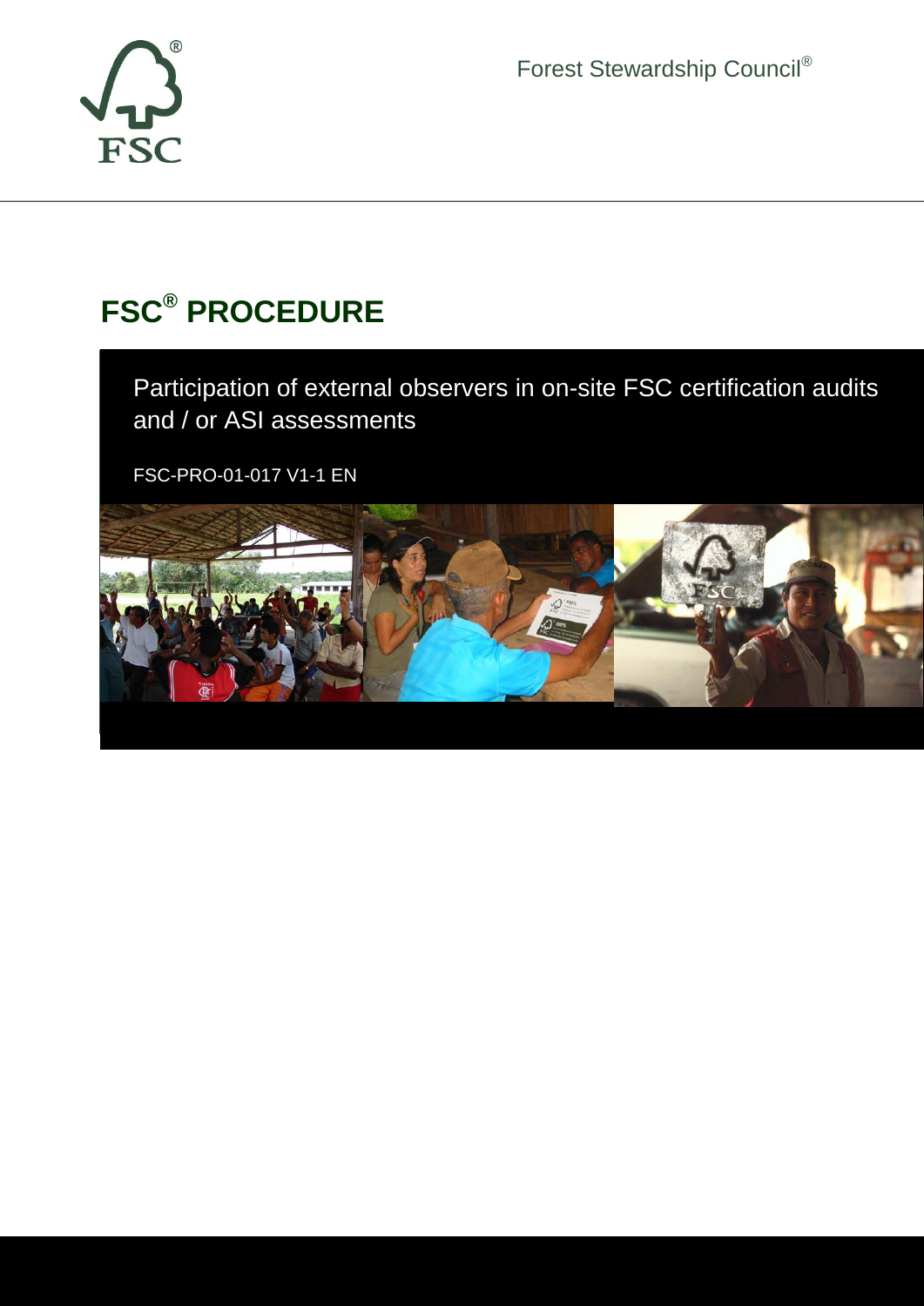Forest Stewardship Council®

# FSC® PROCEDURE

Participation of external observers in on-site FSC certification audits and / or ASI assessments

FSC-PRO-01-017 V1-1 EN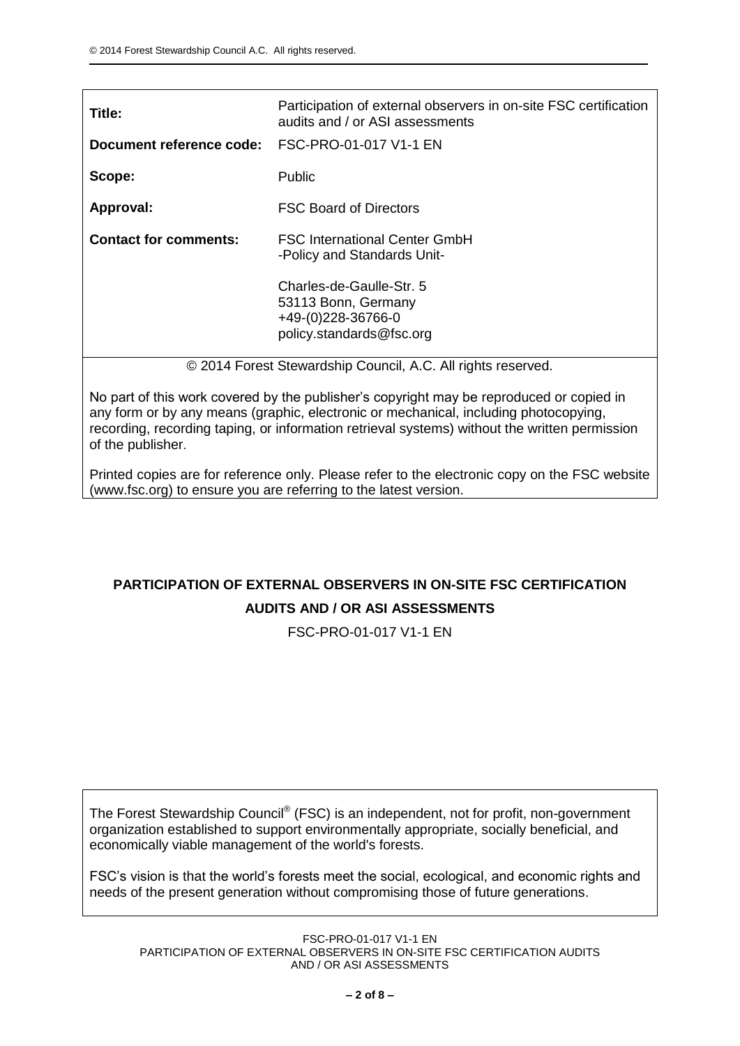| | |
|---|---|
| **Title:** | Participation of external observers in on-site FSC certification audits and / or ASI assessments |
| **Document reference code:** | FSC-PRO-01-017 V1-1 EN |
| **Scope:** | Public |
| **Approval:** | FSC Board of Directors |
| **Contact for comments:** | FSC International Center GmbH<br>-Policy and Standards Unit-<br><br>Charles-de-Gaulle-Str. 5<br>53113 Bonn, Germany<br>+49-(0)228-36766-0<br>policy.standards@fsc.org |

© 2014 Forest Stewardship Council, A.C. All rights reserved.

No part of this work covered by the publisher's copyright may be reproduced or copied in any form or by any means (graphic, electronic or mechanical, including photocopying, recording, recording taping, or information retrieval systems) without the written permission of the publisher.

Printed copies are for reference only. Please refer to the electronic copy on the FSC website (www.fsc.org) to ensure you are referring to the latest version.

# PARTICIPATION OF EXTERNAL OBSERVERS IN ON-SITE FSC CERTIFICATION AUDITS AND / OR ASI ASSESSMENTS

FSC-PRO-01-017 V1-1 EN

The Forest Stewardship Council® (FSC) is an independent, not for profit, non-government organization established to support environmentally appropriate, socially beneficial, and economically viable management of the world's forests.

FSC's vision is that the world's forests meet the social, ecological, and economic rights and needs of the present generation without compromising those of future generations.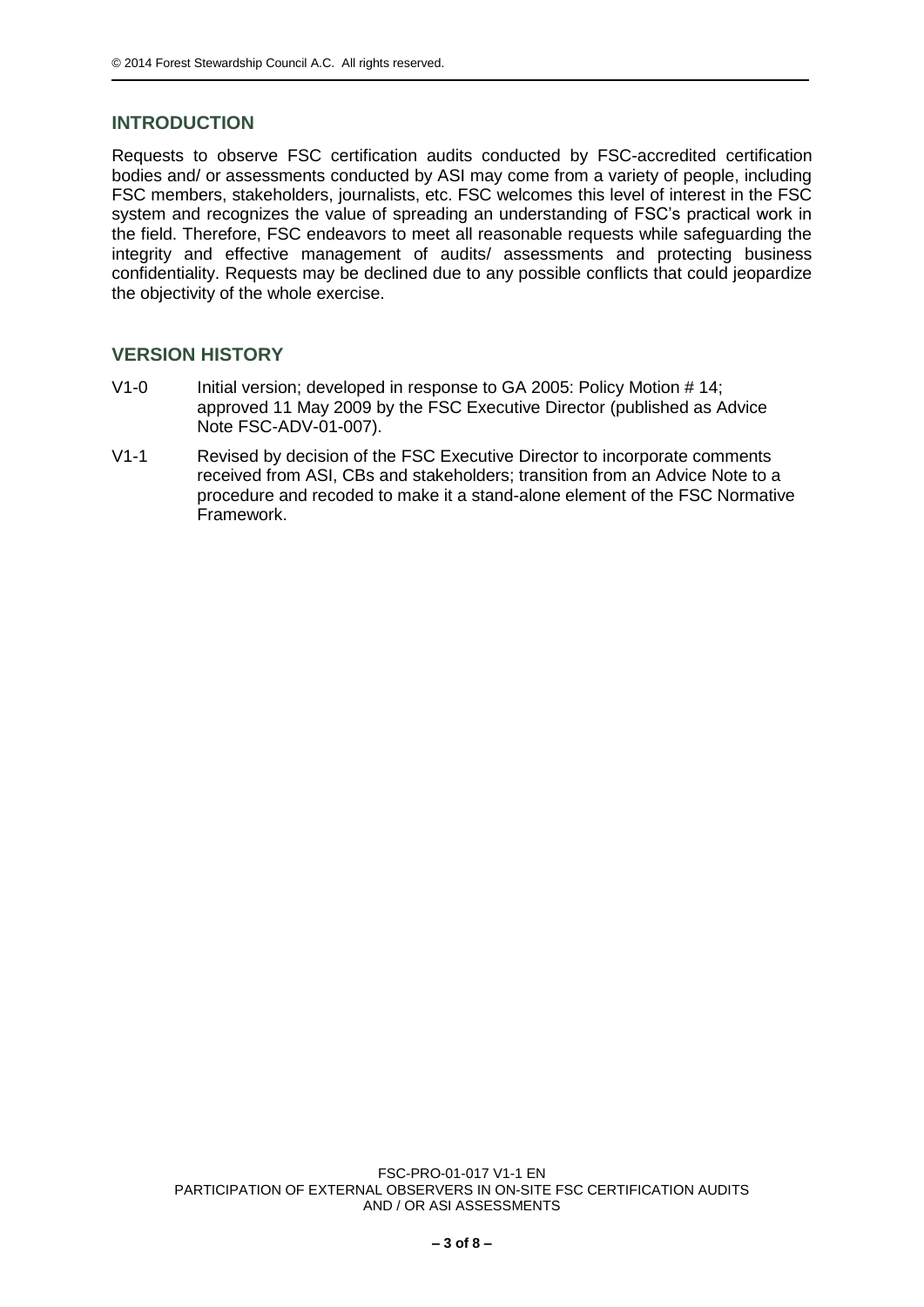## INTRODUCTION

Requests to observe FSC certification audits conducted by FSC-accredited certification bodies and/ or assessments conducted by ASI may come from a variety of people, including FSC members, stakeholders, journalists, etc. FSC welcomes this level of interest in the FSC system and recognizes the value of spreading an understanding of FSC's practical work in the field. Therefore, FSC endeavors to meet all reasonable requests while safeguarding the integrity and effective management of audits/ assessments and protecting business confidentiality. Requests may be declined due to any possible conflicts that could jeopardize the objectivity of the whole exercise.

## VERSION HISTORY

V1-0 Initial version; developed in response to GA 2005: Policy Motion # 14; approved 11 May 2009 by the FSC Executive Director (published as Advice Note FSC-ADV-01-007).

V1-1 Revised by decision of the FSC Executive Director to incorporate comments received from ASI, CBs and stakeholders; transition from an Advice Note to a procedure and recoded to make it a stand-alone element of the FSC Normative Framework.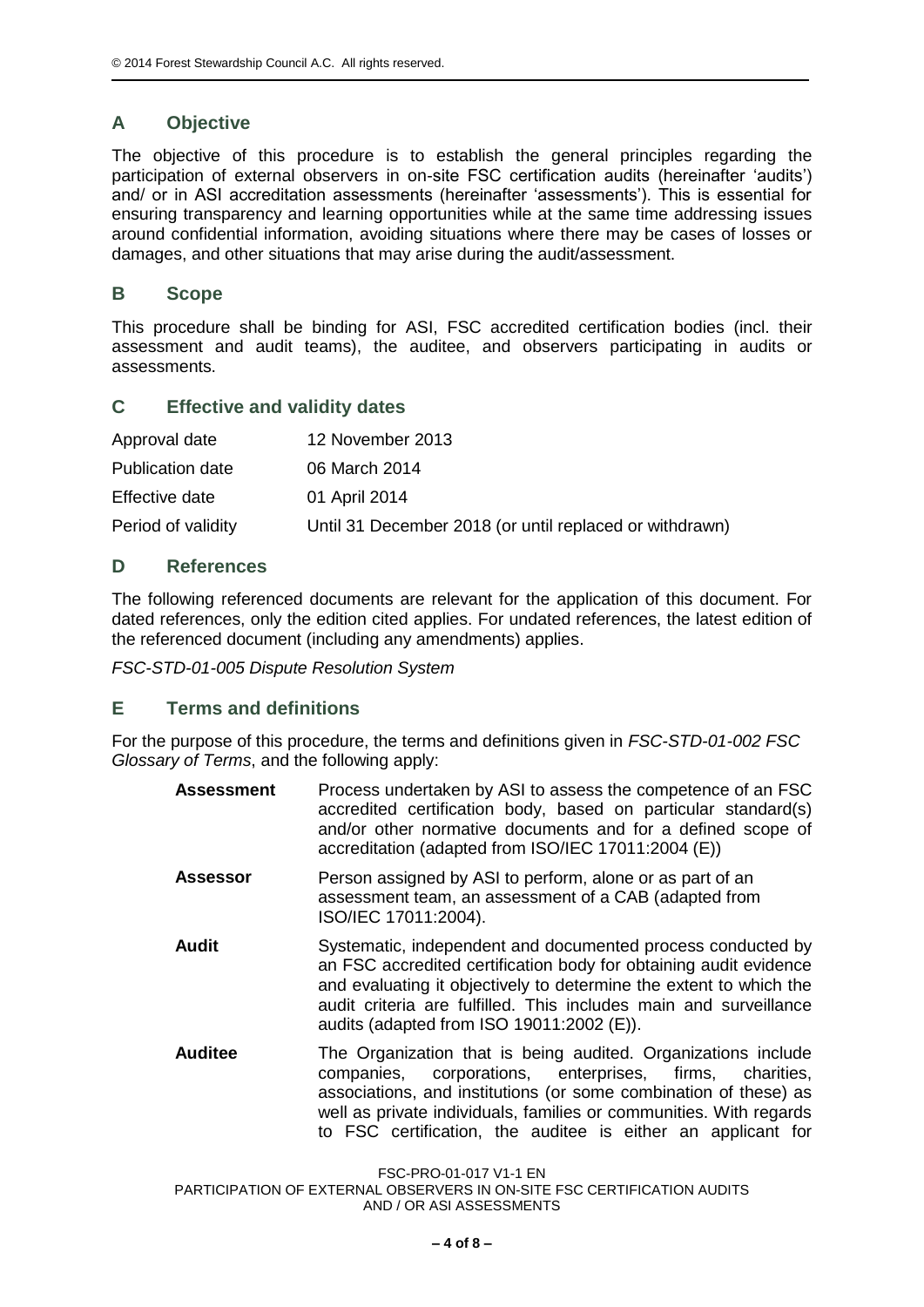## A Objective

The objective of this procedure is to establish the general principles regarding the participation of external observers in on-site FSC certification audits (hereinafter 'audits') and/ or in ASI accreditation assessments (hereinafter 'assessments'). This is essential for ensuring transparency and learning opportunities while at the same time addressing issues around confidential information, avoiding situations where there may be cases of losses or damages, and other situations that may arise during the audit/assessment.

## B Scope

This procedure shall be binding for ASI, FSC accredited certification bodies (incl. their assessment and audit teams), the auditee, and observers participating in audits or assessments.

## C Effective and validity dates

| | |
|---|---|
| Approval date | 12 November 2013 |
| Publication date | 06 March 2014 |
| Effective date | 01 April 2014 |
| Period of validity | Until 31 December 2018 (or until replaced or withdrawn) |

## D References

The following referenced documents are relevant for the application of this document. For dated references, only the edition cited applies. For undated references, the latest edition of the referenced document (including any amendments) applies.

*FSC-STD-01-005 Dispute Resolution System*

## E Terms and definitions

For the purpose of this procedure, the terms and definitions given in *FSC-STD-01-002 FSC Glossary of Terms*, and the following apply:

**Assessment** Process undertaken by ASI to assess the competence of an FSC accredited certification body, based on particular standard(s) and/or other normative documents and for a defined scope of accreditation (adapted from ISO/IEC 17011:2004 (E))

**Assessor** Person assigned by ASI to perform, alone or as part of an assessment team, an assessment of a CAB (adapted from ISO/IEC 17011:2004).

**Audit** Systematic, independent and documented process conducted by an FSC accredited certification body for obtaining audit evidence and evaluating it objectively to determine the extent to which the audit criteria are fulfilled. This includes main and surveillance audits (adapted from ISO 19011:2002 (E)).

**Auditee** The Organization that is being audited. Organizations include companies, corporations, enterprises, firms, charities, associations, and institutions (or some combination of these) as well as private individuals, families or communities. With regards to FSC certification, the auditee is either an applicant for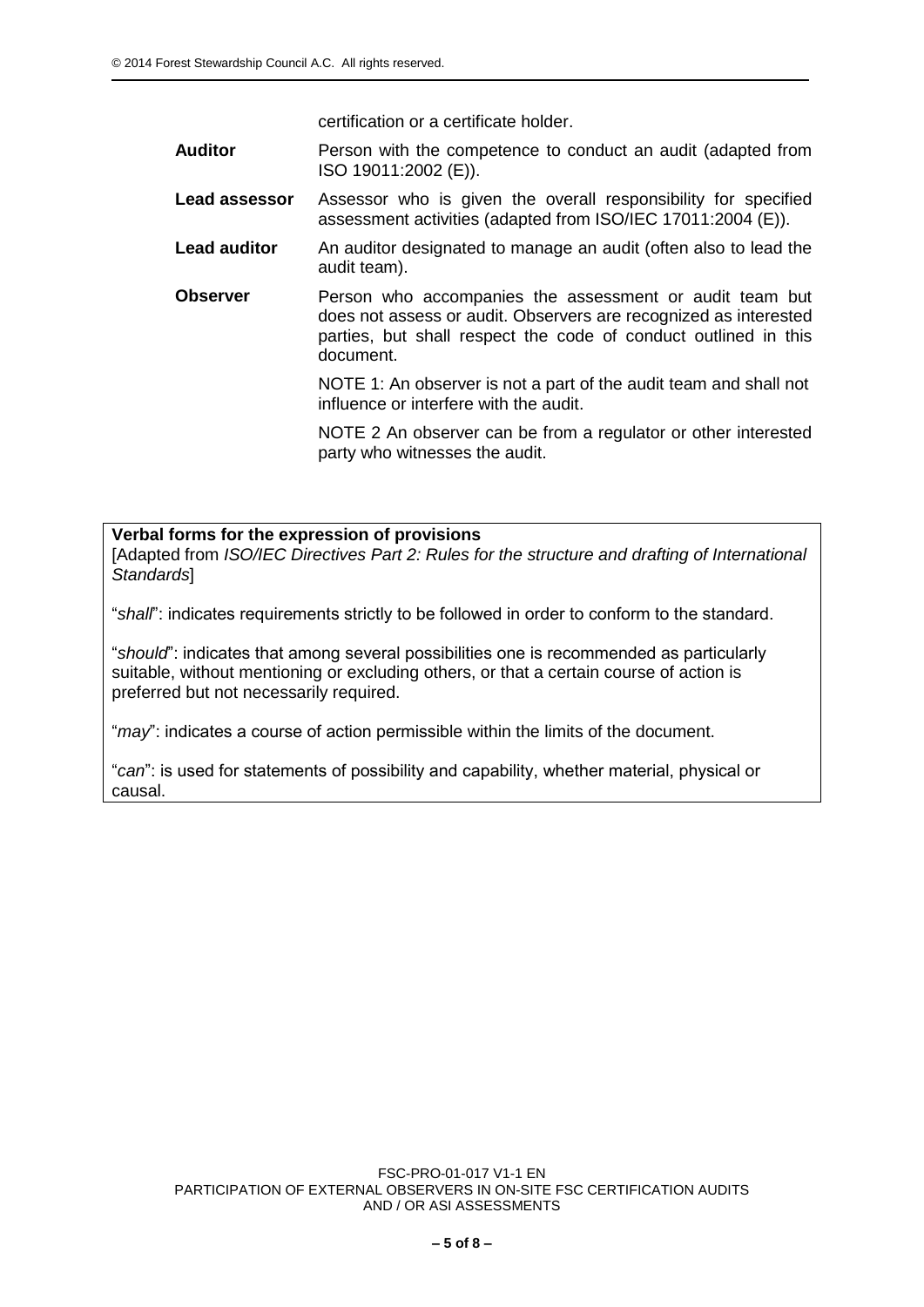certification or a certificate holder.

**Auditor** Person with the competence to conduct an audit (adapted from ISO 19011:2002 (E)).

**Lead assessor** Assessor who is given the overall responsibility for specified assessment activities (adapted from ISO/IEC 17011:2004 (E)).

**Lead auditor** An auditor designated to manage an audit (often also to lead the audit team).

**Observer** Person who accompanies the assessment or audit team but does not assess or audit. Observers are recognized as interested parties, but shall respect the code of conduct outlined in this document.

NOTE 1: An observer is not a part of the audit team and shall not influence or interfere with the audit.

NOTE 2 An observer can be from a regulator or other interested party who witnesses the audit.

**Verbal forms for the expression of provisions**
[Adapted from *ISO/IEC Directives Part 2: Rules for the structure and drafting of International Standards*]

"*shall*": indicates requirements strictly to be followed in order to conform to the standard.

"*should*": indicates that among several possibilities one is recommended as particularly suitable, without mentioning or excluding others, or that a certain course of action is preferred but not necessarily required.

"*may*": indicates a course of action permissible within the limits of the document.

"*can*": is used for statements of possibility and capability, whether material, physical or causal.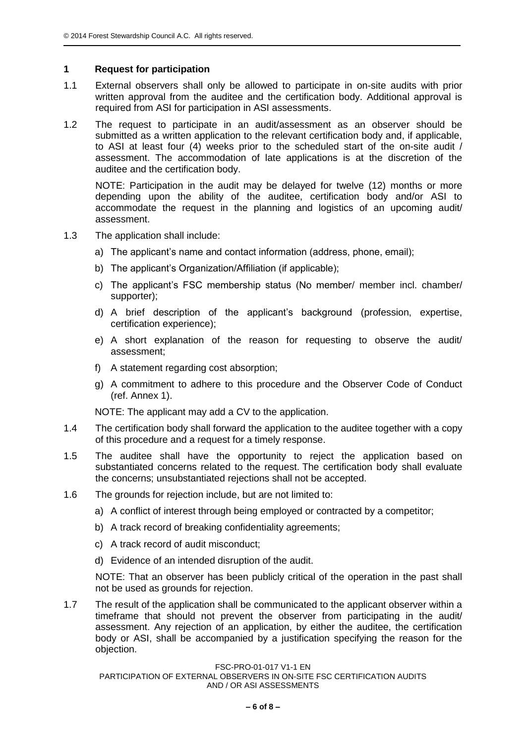## 1 Request for participation

1.1 External observers shall only be allowed to participate in on-site audits with prior written approval from the auditee and the certification body. Additional approval is required from ASI for participation in ASI assessments.

1.2 The request to participate in an audit/assessment as an observer should be submitted as a written application to the relevant certification body and, if applicable, to ASI at least four (4) weeks prior to the scheduled start of the on-site audit / assessment. The accommodation of late applications is at the discretion of the auditee and the certification body.

NOTE: Participation in the audit may be delayed for twelve (12) months or more depending upon the ability of the auditee, certification body and/or ASI to accommodate the request in the planning and logistics of an upcoming audit/ assessment.

1.3 The application shall include:

a) The applicant's name and contact information (address, phone, email);

b) The applicant's Organization/Affiliation (if applicable);

c) The applicant's FSC membership status (No member/ member incl. chamber/ supporter);

d) A brief description of the applicant's background (profession, expertise, certification experience);

e) A short explanation of the reason for requesting to observe the audit/ assessment;

f) A statement regarding cost absorption;

g) A commitment to adhere to this procedure and the Observer Code of Conduct (ref. Annex 1).

NOTE: The applicant may add a CV to the application.

1.4 The certification body shall forward the application to the auditee together with a copy of this procedure and a request for a timely response.

1.5 The auditee shall have the opportunity to reject the application based on substantiated concerns related to the request. The certification body shall evaluate the concerns; unsubstantiated rejections shall not be accepted.

1.6 The grounds for rejection include, but are not limited to:

a) A conflict of interest through being employed or contracted by a competitor;

b) A track record of breaking confidentiality agreements;

c) A track record of audit misconduct;

d) Evidence of an intended disruption of the audit.

NOTE: That an observer has been publicly critical of the operation in the past shall not be used as grounds for rejection.

1.7 The result of the application shall be communicated to the applicant observer within a timeframe that should not prevent the observer from participating in the audit/ assessment. Any rejection of an application, by either the auditee, the certification body or ASI, shall be accompanied by a justification specifying the reason for the objection.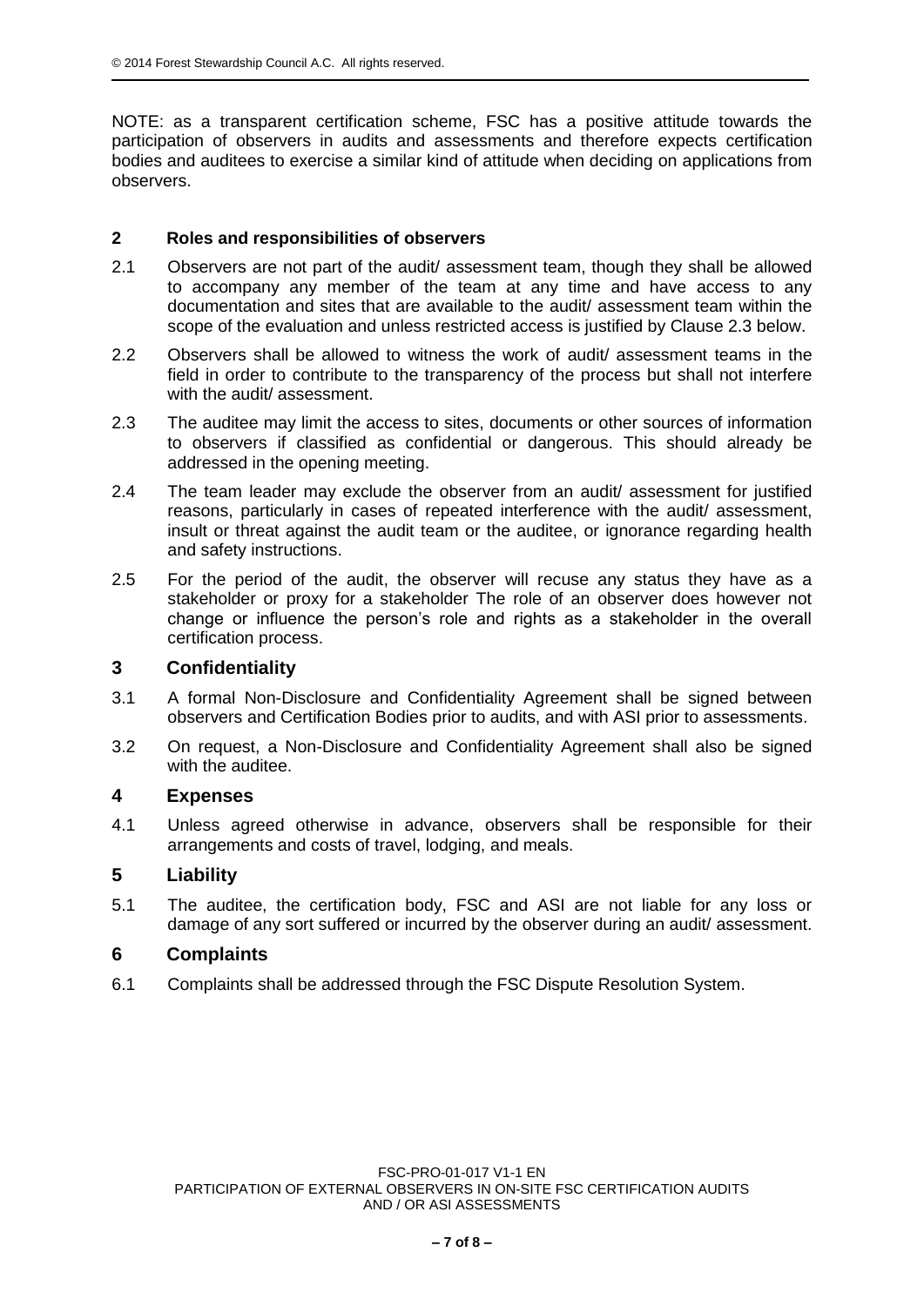NOTE: as a transparent certification scheme, FSC has a positive attitude towards the participation of observers in audits and assessments and therefore expects certification bodies and auditees to exercise a similar kind of attitude when deciding on applications from observers.

## 2 Roles and responsibilities of observers

2.1 Observers are not part of the audit/ assessment team, though they shall be allowed to accompany any member of the team at any time and have access to any documentation and sites that are available to the audit/ assessment team within the scope of the evaluation and unless restricted access is justified by Clause 2.3 below.

2.2 Observers shall be allowed to witness the work of audit/ assessment teams in the field in order to contribute to the transparency of the process but shall not interfere with the audit/ assessment.

2.3 The auditee may limit the access to sites, documents or other sources of information to observers if classified as confidential or dangerous. This should already be addressed in the opening meeting.

2.4 The team leader may exclude the observer from an audit/ assessment for justified reasons, particularly in cases of repeated interference with the audit/ assessment, insult or threat against the audit team or the auditee, or ignorance regarding health and safety instructions.

2.5 For the period of the audit, the observer will recuse any status they have as a stakeholder or proxy for a stakeholder The role of an observer does however not change or influence the person's role and rights as a stakeholder in the overall certification process.

## 3 Confidentiality

3.1 A formal Non-Disclosure and Confidentiality Agreement shall be signed between observers and Certification Bodies prior to audits, and with ASI prior to assessments.

3.2 On request, a Non-Disclosure and Confidentiality Agreement shall also be signed with the auditee.

## 4 Expenses

4.1 Unless agreed otherwise in advance, observers shall be responsible for their arrangements and costs of travel, lodging, and meals.

## 5 Liability

5.1 The auditee, the certification body, FSC and ASI are not liable for any loss or damage of any sort suffered or incurred by the observer during an audit/ assessment.

## 6 Complaints

6.1 Complaints shall be addressed through the FSC Dispute Resolution System.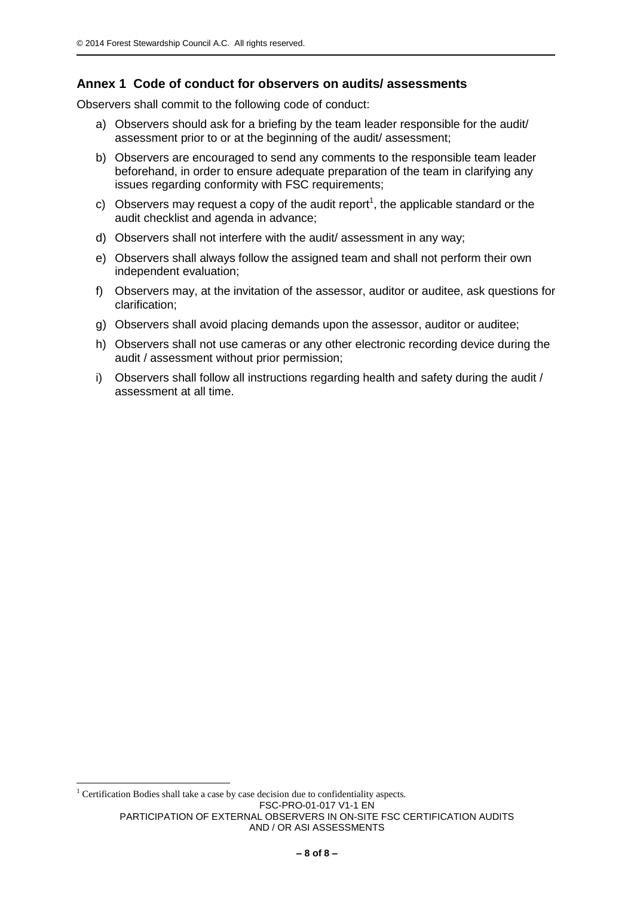## Annex 1 Code of conduct for observers on audits/ assessments

Observers shall commit to the following code of conduct:

a) Observers should ask for a briefing by the team leader responsible for the audit/ assessment prior to or at the beginning of the audit/ assessment;

b) Observers are encouraged to send any comments to the responsible team leader beforehand, in order to ensure adequate preparation of the team in clarifying any issues regarding conformity with FSC requirements;

c) Observers may request a copy of the audit report[1], the applicable standard or the audit checklist and agenda in advance;

d) Observers shall not interfere with the audit/ assessment in any way;

e) Observers shall always follow the assigned team and shall not perform their own independent evaluation;

f) Observers may, at the invitation of the assessor, auditor or auditee, ask questions for clarification;

g) Observers shall avoid placing demands upon the assessor, auditor or auditee;

h) Observers shall not use cameras or any other electronic recording device during the audit / assessment without prior permission;

i) Observers shall follow all instructions regarding health and safety during the audit / assessment at all time.

[1] Certification Bodies shall take a case by case decision due to confidentiality aspects.